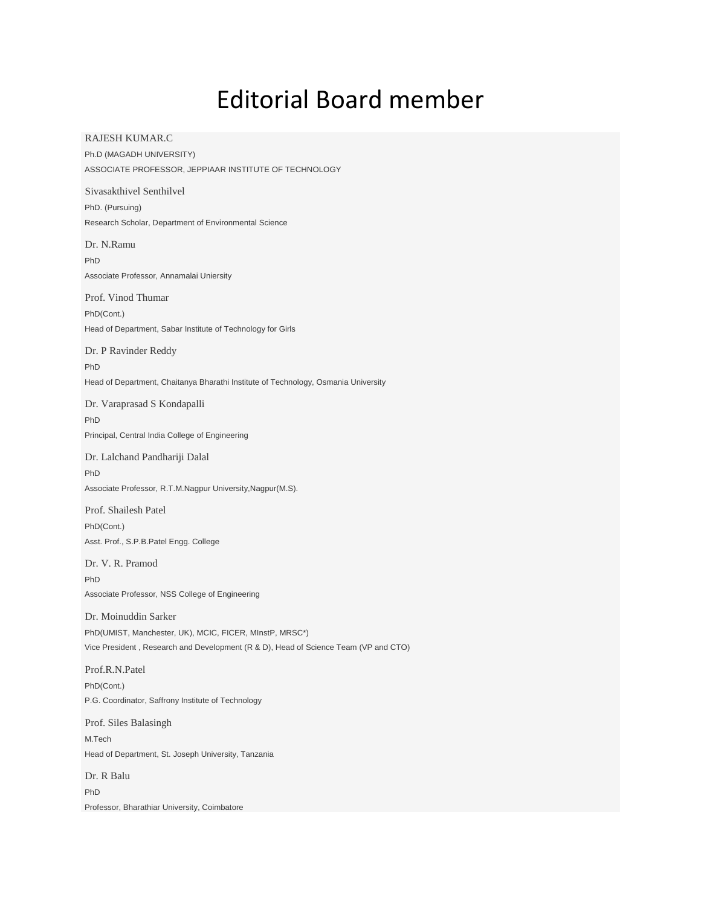# Editorial Board member

RAJESH KUMAR.C

Ph.D (MAGADH UNIVERSITY)

ASSOCIATE PROFESSOR, JEPPIAAR INSTITUTE OF TECHNOLOGY

Sivasakthivel Senthilvel

PhD. (Pursuing)

Research Scholar, Department of Environmental Science

Dr. N.Ramu

PhD

Associate Professor, Annamalai Uniersity

Prof. Vinod Thumar

PhD(Cont.)

Head of Department, Sabar Institute of Technology for Girls

Dr. P Ravinder Reddy

PhD

Head of Department, Chaitanya Bharathi Institute of Technology, Osmania University

Dr. Varaprasad S Kondapalli

PhD

Principal, Central India College of Engineering

Dr. Lalchand Pandhariji Dalal

PhD

Associate Professor, R.T.M.Nagpur University,Nagpur(M.S).

Prof. Shailesh Patel

PhD(Cont.)

Asst. Prof., S.P.B.Patel Engg. College

Dr. V. R. Pramod

PhD

Associate Professor, NSS College of Engineering

Dr. Moinuddin Sarker

PhD(UMIST, Manchester, UK), MCIC, FICER, MInstP, MRSC*)

Vice President , Research and Development (R & D), Head of Science Team (VP and CTO)

Prof.R.N.Patel

PhD(Cont.)

P.G. Coordinator, Saffrony Institute of Technology

Prof. Siles Balasingh

M.Tech

Head of Department, St. Joseph University, Tanzania

Dr. R Balu

PhD

Professor, Bharathiar University, Coimbatore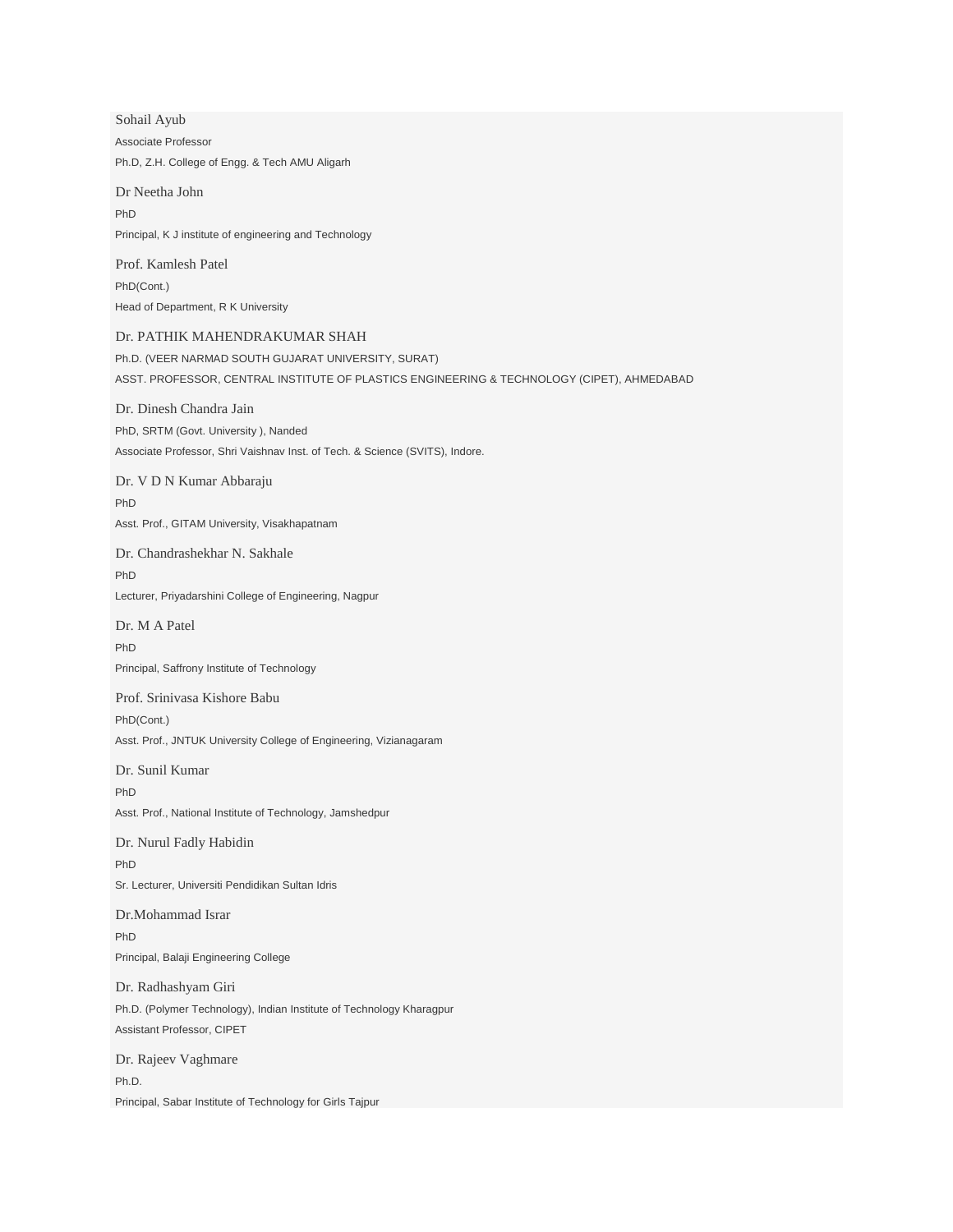Sohail Ayub

Associate Professor

Ph.D, Z.H. College of Engg. & Tech AMU Aligarh

Dr Neetha John

PhD

Principal, K J institute of engineering and Technology

Prof. Kamlesh Patel

PhD(Cont.)

Head of Department, R K University

Dr. PATHIK MAHENDRAKUMAR SHAH

Ph.D. (VEER NARMAD SOUTH GUJARAT UNIVERSITY, SURAT)

ASST. PROFESSOR, CENTRAL INSTITUTE OF PLASTICS ENGINEERING & TECHNOLOGY (CIPET), AHMEDABAD

Dr. Dinesh Chandra Jain

PhD, SRTM (Govt. University ), Nanded

Associate Professor, Shri Vaishnav Inst. of Tech. & Science (SVITS), Indore.

Dr. V D N Kumar Abbaraju

PhD

Asst. Prof., GITAM University, Visakhapatnam

Dr. Chandrashekhar N. Sakhale

PhD

Lecturer, Priyadarshini College of Engineering, Nagpur

Dr. M A Patel

PhD

Principal, Saffrony Institute of Technology

Prof. Srinivasa Kishore Babu

PhD(Cont.)

Asst. Prof., JNTUK University College of Engineering, Vizianagaram

Dr. Sunil Kumar

PhD

Asst. Prof., National Institute of Technology, Jamshedpur

Dr. Nurul Fadly Habidin

PhD

Sr. Lecturer, Universiti Pendidikan Sultan Idris

Dr.Mohammad Israr

PhD

Principal, Balaji Engineering College

Dr. Radhashyam Giri

Ph.D. (Polymer Technology), Indian Institute of Technology Kharagpur

Assistant Professor, CIPET

Dr. Rajeev Vaghmare

Ph.D.

Principal, Sabar Institute of Technology for Girls Tajpur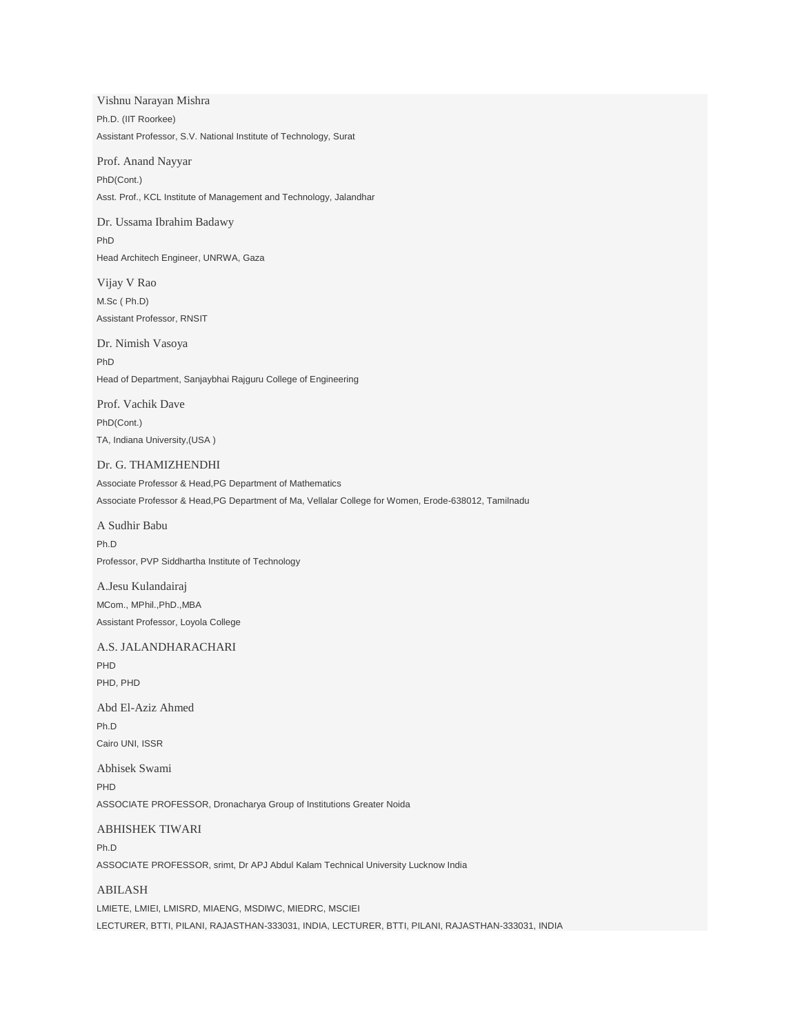Vishnu Narayan Mishra

Ph.D. (IIT Roorkee)

Assistant Professor, S.V. National Institute of Technology, Surat

Prof. Anand Nayyar

PhD(Cont.)

Asst. Prof., KCL Institute of Management and Technology, Jalandhar

Dr. Ussama Ibrahim Badawy

PhD

Head Architech Engineer, UNRWA, Gaza

Vijay V Rao

M.Sc ( Ph.D)

Assistant Professor, RNSIT

Dr. Nimish Vasoya

PhD

Head of Department, Sanjaybhai Rajguru College of Engineering

Prof. Vachik Dave

PhD(Cont.)

TA, Indiana University,(USA )

Dr. G. THAMIZHENDHI

Associate Professor & Head,PG Department of Mathematics

Associate Professor & Head,PG Department of Ma, Vellalar College for Women, Erode-638012, Tamilnadu

A Sudhir Babu

Ph.D

Professor, PVP Siddhartha Institute of Technology

A.Jesu Kulandairaj

MCom., MPhil.,PhD.,MBA

Assistant Professor, Loyola College

A.S. JALANDHARACHARI

PHD

PHD, PHD

Abd El-Aziz Ahmed

Ph.D

Cairo UNI, ISSR

Abhisek Swami

PHD

ASSOCIATE PROFESSOR, Dronacharya Group of Institutions Greater Noida

ABHISHEK TIWARI

Ph.D

ASSOCIATE PROFESSOR, srimt, Dr APJ Abdul Kalam Technical University Lucknow India

ABILASH

LMIETE, LMIEI, LMISRD, MIAENG, MSDIWC, MIEDRC, MSCIEI

LECTURER, BTTI, PILANI, RAJASTHAN-333031, INDIA, LECTURER, BTTI, PILANI, RAJASTHAN-333031, INDIA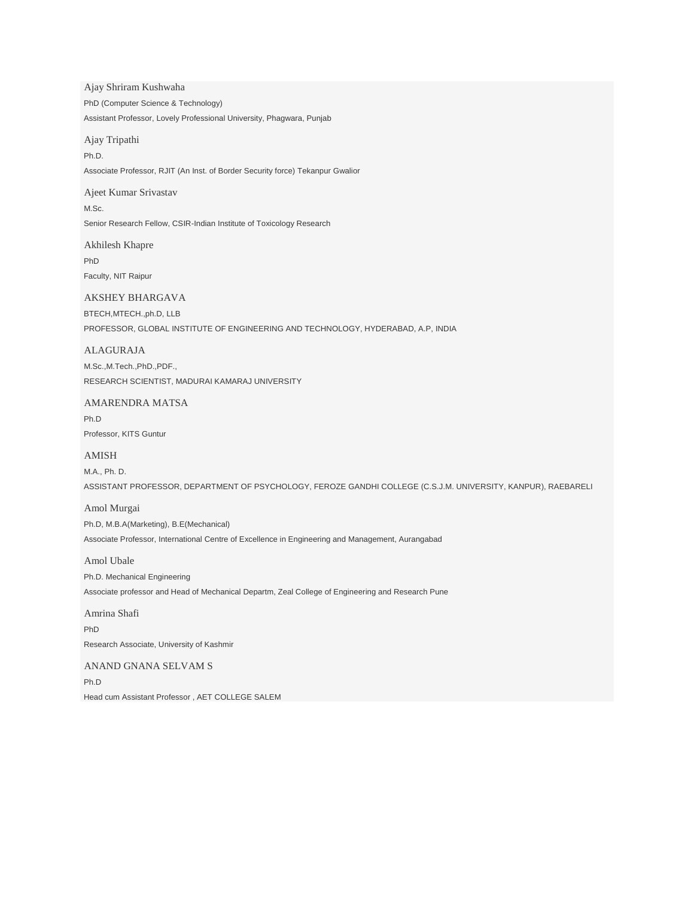Ajay Shriram Kushwaha

PhD (Computer Science & Technology)

Assistant Professor, Lovely Professional University, Phagwara, Punjab

Ajay Tripathi

Ph.D.

Associate Professor, RJIT (An Inst. of Border Security force) Tekanpur Gwalior

Ajeet Kumar Srivastav

M.Sc.

Senior Research Fellow, CSIR-Indian Institute of Toxicology Research

Akhilesh Khapre

PhD

Faculty, NIT Raipur

AKSHEY BHARGAVA

BTECH,MTECH.,ph.D, LLB

PROFESSOR, GLOBAL INSTITUTE OF ENGINEERING AND TECHNOLOGY, HYDERABAD, A.P, INDIA

ALAGURAJA

M.Sc.,M.Tech.,PhD.,PDF.,

RESEARCH SCIENTIST, MADURAI KAMARAJ UNIVERSITY

AMARENDRA MATSA

Ph.D

Professor, KITS Guntur

AMISH

M.A., Ph. D.

ASSISTANT PROFESSOR, DEPARTMENT OF PSYCHOLOGY, FEROZE GANDHI COLLEGE (C.S.J.M. UNIVERSITY, KANPUR), RAEBARELI

Amol Murgai

Ph.D, M.B.A(Marketing), B.E(Mechanical)

Associate Professor, International Centre of Excellence in Engineering and Management, Aurangabad

Amol Ubale

Ph.D. Mechanical Engineering

Associate professor and Head of Mechanical Departm, Zeal College of Engineering and Research Pune

Amrina Shafi

PhD

Research Associate, University of Kashmir

ANAND GNANA SELVAM S

Ph.D

Head cum Assistant Professor , AET COLLEGE SALEM